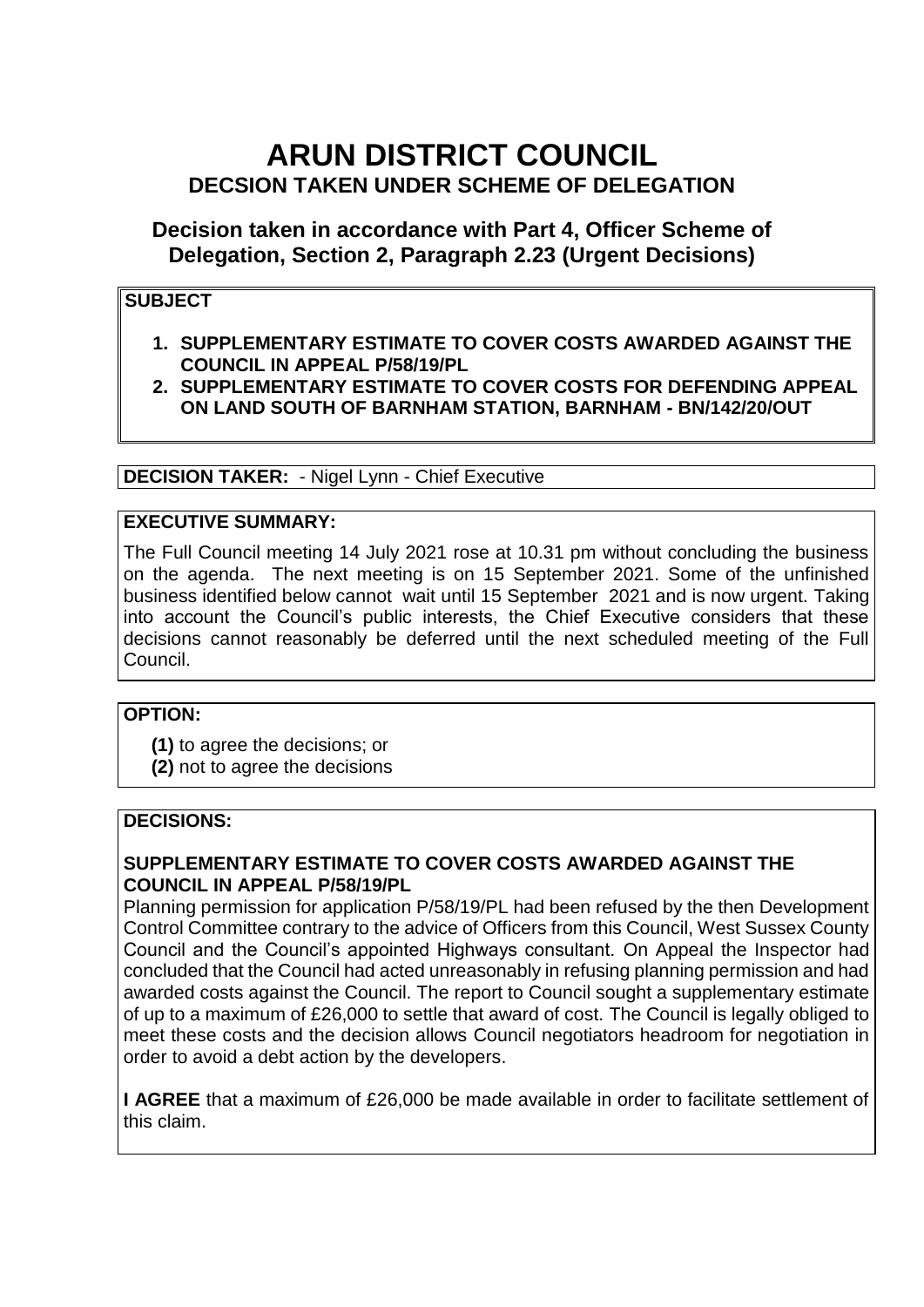# ARUN DISTRICT COUNCIL

## DECSION TAKEN UNDER SCHEME OF DELEGATION

### Decision taken in accordance with Part 4, Officer Scheme of Delegation, Section 2, Paragraph 2.23 (Urgent Decisions)

**SUBJECT**

1. **SUPPLEMENTARY ESTIMATE TO COVER COSTS AWARDED AGAINST THE COUNCIL IN APPEAL P/58/19/PL**
2. **SUPPLEMENTARY ESTIMATE TO COVER COSTS FOR DEFENDING APPEAL ON LAND SOUTH OF BARNHAM STATION, BARNHAM - BN/142/20/OUT**

**DECISION TAKER:** - Nigel Lynn - Chief Executive

**EXECUTIVE SUMMARY:**

The Full Council meeting 14 July 2021 rose at 10.31 pm without concluding the business on the agenda. The next meeting is on 15 September 2021. Some of the unfinished business identified below cannot wait until 15 September 2021 and is now urgent. Taking into account the Council's public interests, the Chief Executive considers that these decisions cannot reasonably be deferred until the next scheduled meeting of the Full Council.

**OPTION:**

**(1)** to agree the decisions; or
**(2)** not to agree the decisions

**DECISIONS:**

**SUPPLEMENTARY ESTIMATE TO COVER COSTS AWARDED AGAINST THE COUNCIL IN APPEAL P/58/19/PL**

Planning permission for application P/58/19/PL had been refused by the then Development Control Committee contrary to the advice of Officers from this Council, West Sussex County Council and the Council's appointed Highways consultant. On Appeal the Inspector had concluded that the Council had acted unreasonably in refusing planning permission and had awarded costs against the Council. The report to Council sought a supplementary estimate of up to a maximum of £26,000 to settle that award of cost. The Council is legally obliged to meet these costs and the decision allows Council negotiators headroom for negotiation in order to avoid a debt action by the developers.

**I AGREE** that a maximum of £26,000 be made available in order to facilitate settlement of this claim.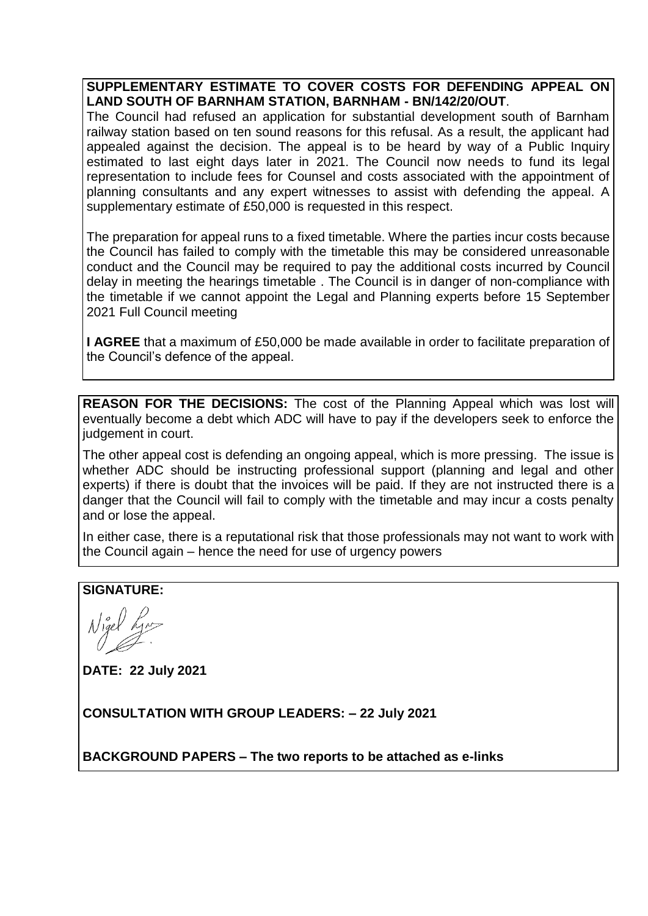**SUPPLEMENTARY ESTIMATE TO COVER COSTS FOR DEFENDING APPEAL ON LAND SOUTH OF BARNHAM STATION, BARNHAM - BN/142/20/OUT**.

The Council had refused an application for substantial development south of Barnham railway station based on ten sound reasons for this refusal. As a result, the applicant had appealed against the decision. The appeal is to be heard by way of a Public Inquiry estimated to last eight days later in 2021. The Council now needs to fund its legal representation to include fees for Counsel and costs associated with the appointment of planning consultants and any expert witnesses to assist with defending the appeal. A supplementary estimate of £50,000 is requested in this respect.

The preparation for appeal runs to a fixed timetable. Where the parties incur costs because the Council has failed to comply with the timetable this may be considered unreasonable conduct and the Council may be required to pay the additional costs incurred by Council delay in meeting the hearings timetable . The Council is in danger of non-compliance with the timetable if we cannot appoint the Legal and Planning experts before 15 September 2021 Full Council meeting

**I AGREE** that a maximum of £50,000 be made available in order to facilitate preparation of the Council's defence of the appeal.

**REASON FOR THE DECISIONS:** The cost of the Planning Appeal which was lost will eventually become a debt which ADC will have to pay if the developers seek to enforce the judgement in court.

The other appeal cost is defending an ongoing appeal, which is more pressing. The issue is whether ADC should be instructing professional support (planning and legal and other experts) if there is doubt that the invoices will be paid. If they are not instructed there is a danger that the Council will fail to comply with the timetable and may incur a costs penalty and or lose the appeal.

In either case, there is a reputational risk that those professionals may not want to work with the Council again – hence the need for use of urgency powers

**SIGNATURE:**

Nigel Lynn

**DATE: 22 July 2021**

**CONSULTATION WITH GROUP LEADERS: – 22 July 2021**

**BACKGROUND PAPERS – The two reports to be attached as e-links**